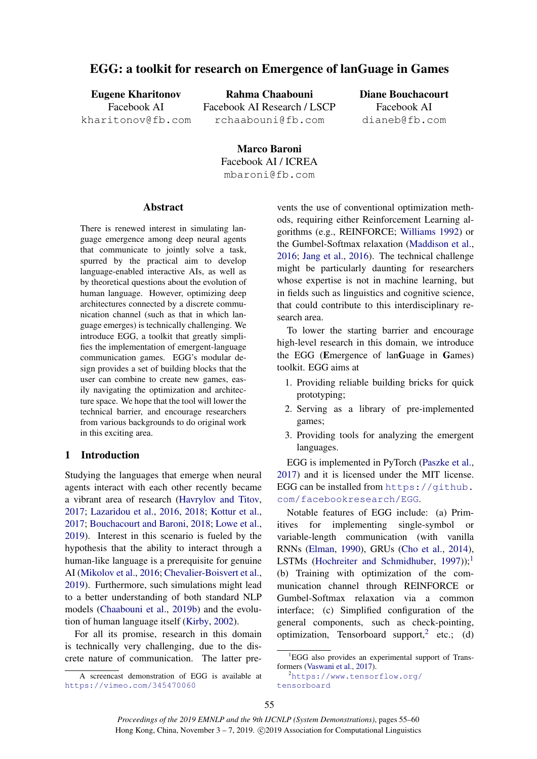# EGG: a toolkit for research on Emergence of lanGuage in Games

**Eugene Kharitonov**
Facebook AI
kharitonov@fb.com

**Rahma Chaabouni**
Facebook AI Research / LSCP
rchaabouni@fb.com

**Diane Bouchacourt**
Facebook AI
dianeb@fb.com

**Marco Baroni**
Facebook AI / ICREA
mbaroni@fb.com

## Abstract

There is renewed interest in simulating language emergence among deep neural agents that communicate to jointly solve a task, spurred by the practical aim to develop language-enabled interactive AIs, as well as by theoretical questions about the evolution of human language. However, optimizing deep architectures connected by a discrete communication channel (such as that in which language emerges) is technically challenging. We introduce EGG, a toolkit that greatly simplifies the implementation of emergent-language communication games. EGG's modular design provides a set of building blocks that the user can combine to create new games, easily navigating the optimization and architecture space. We hope that the tool will lower the technical barrier, and encourage researchers from various backgrounds to do original work in this exciting area.

## 1 Introduction

Studying the languages that emerge when neural agents interact with each other recently became a vibrant area of research (Havrylov and Titov, 2017; Lazaridou et al., 2016, 2018; Kottur et al., 2017; Bouchacourt and Baroni, 2018; Lowe et al., 2019). Interest in this scenario is fueled by the hypothesis that the ability to interact through a human-like language is a prerequisite for genuine AI (Mikolov et al., 2016; Chevalier-Boisvert et al., 2019). Furthermore, such simulations might lead to a better understanding of both standard NLP models (Chaabouni et al., 2019b) and the evolution of human language itself (Kirby, 2002).

For all its promise, research in this domain is technically very challenging, due to the discrete nature of communication. The latter prevents the use of conventional optimization methods, requiring either Reinforcement Learning algorithms (e.g., REINFORCE; Williams 1992) or the Gumbel-Softmax relaxation (Maddison et al., 2016; Jang et al., 2016). The technical challenge might be particularly daunting for researchers whose expertise is not in machine learning, but in fields such as linguistics and cognitive science, that could contribute to this interdisciplinary research area.

To lower the starting barrier and encourage high-level research in this domain, we introduce the EGG (**E**mergence of lan**G**uage in **G**ames) toolkit. EGG aims at

1. Providing reliable building bricks for quick prototyping;
2. Serving as a library of pre-implemented games;
3. Providing tools for analyzing the emergent languages.

EGG is implemented in PyTorch (Paszke et al., 2017) and it is licensed under the MIT license. EGG can be installed from https://github.com/facebookresearch/EGG.

Notable features of EGG include: (a) Primitives for implementing single-symbol or variable-length communication (with vanilla RNNs (Elman, 1990), GRUs (Cho et al., 2014), LSTMs (Hochreiter and Schmidhuber, 1997));[1] (b) Training with optimization of the communication channel through REINFORCE or Gumbel-Softmax relaxation via a common interface; (c) Simplified configuration of the general components, such as check-pointing, optimization, Tensorboard support,[2] etc.; (d)

A screencast demonstration of EGG is available at https://vimeo.com/345470060

[1] EGG also provides an experimental support of Transformers (Vaswani et al., 2017).

[2] https://www.tensorflow.org/tensorboard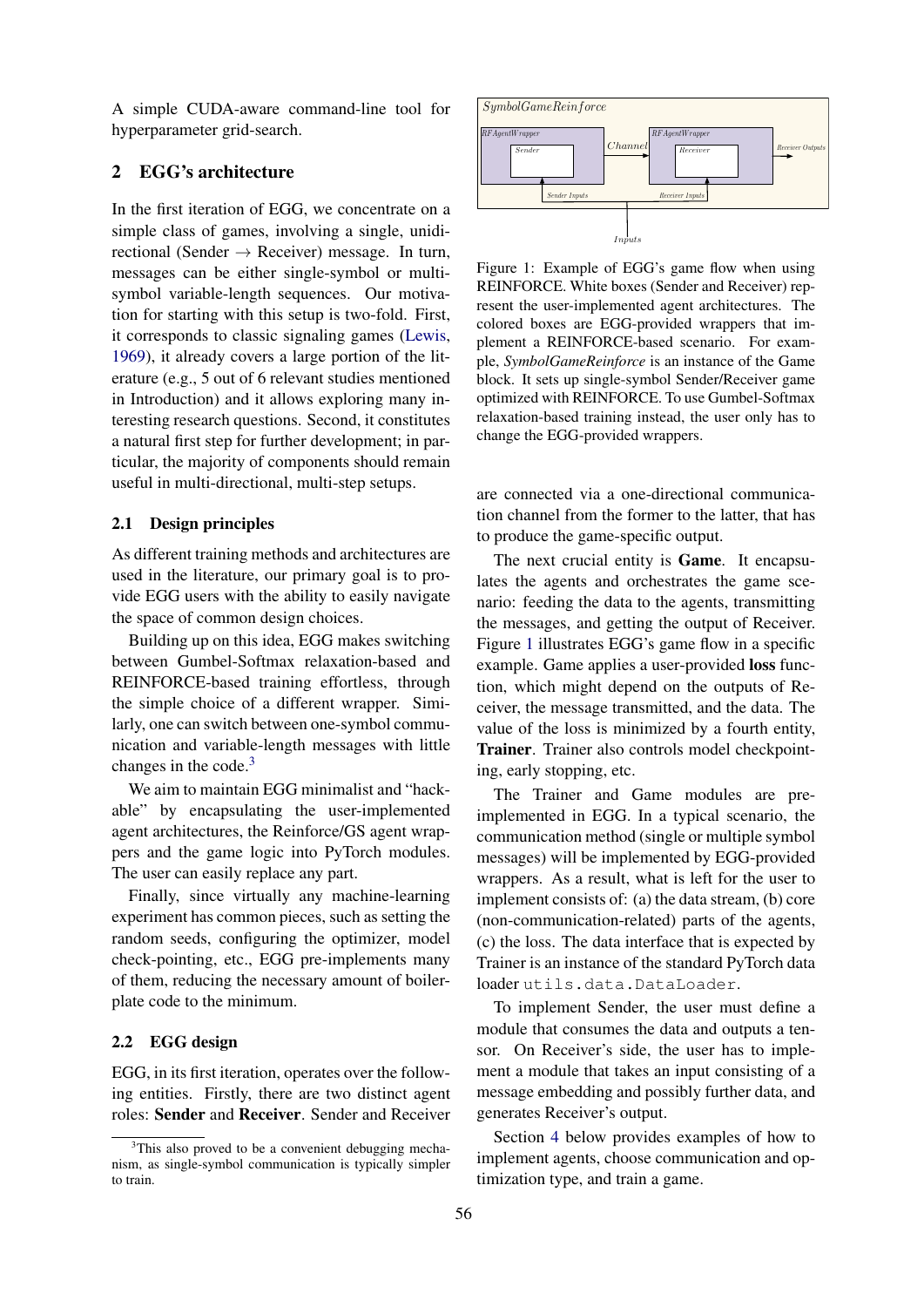A simple CUDA-aware command-line tool for hyperparameter grid-search.

## 2 EGG's architecture

In the first iteration of EGG, we concentrate on a simple class of games, involving a single, unidirectional (Sender → Receiver) message. In turn, messages can be either single-symbol or multi-symbol variable-length sequences. Our motivation for starting with this setup is two-fold. First, it corresponds to classic signaling games (Lewis, 1969), it already covers a large portion of the literature (e.g., 5 out of 6 relevant studies mentioned in Introduction) and it allows exploring many interesting research questions. Second, it constitutes a natural first step for further development; in particular, the majority of components should remain useful in multi-directional, multi-step setups.

### 2.1 Design principles

As different training methods and architectures are used in the literature, our primary goal is to provide EGG users with the ability to easily navigate the space of common design choices.

Building up on this idea, EGG makes switching between Gumbel-Softmax relaxation-based and REINFORCE-based training effortless, through the simple choice of a different wrapper. Similarly, one can switch between one-symbol communication and variable-length messages with little changes in the code.[3]

We aim to maintain EGG minimalist and "hackable" by encapsulating the user-implemented agent architectures, the Reinforce/GS agent wrappers and the game logic into PyTorch modules. The user can easily replace any part.

Finally, since virtually any machine-learning experiment has common pieces, such as setting the random seeds, configuring the optimizer, model check-pointing, etc., EGG pre-implements many of them, reducing the necessary amount of boilerplate code to the minimum.

### 2.2 EGG design

EGG, in its first iteration, operates over the following entities. Firstly, there are two distinct agent roles: **Sender** and **Receiver**. Sender and Receiver are connected via a one-directional communication channel from the former to the latter, that has to produce the game-specific output.

Figure 1: Example of EGG's game flow when using REINFORCE. White boxes (Sender and Receiver) represent the user-implemented agent architectures. The colored boxes are EGG-provided wrappers that implement a REINFORCE-based scenario. For example, *SymbolGameReinforce* is an instance of the Game block. It sets up single-symbol Sender/Receiver game optimized with REINFORCE. To use Gumbel-Softmax relaxation-based training instead, the user only has to change the EGG-provided wrappers.

The next crucial entity is **Game**. It encapsulates the agents and orchestrates the game scenario: feeding the data to the agents, transmitting the messages, and getting the output of Receiver. Figure 1 illustrates EGG's game flow in a specific example. Game applies a user-provided **loss** function, which might depend on the outputs of Receiver, the message transmitted, and the data. The value of the loss is minimized by a fourth entity, **Trainer**. Trainer also controls model checkpointing, early stopping, etc.

The Trainer and Game modules are pre-implemented in EGG. In a typical scenario, the communication method (single or multiple symbol messages) will be implemented by EGG-provided wrappers. As a result, what is left for the user to implement consists of: (a) the data stream, (b) core (non-communication-related) parts of the agents, (c) the loss. The data interface that is expected by Trainer is an instance of the standard PyTorch data loader `utils.data.DataLoader`.

To implement Sender, the user must define a module that consumes the data and outputs a tensor. On Receiver's side, the user has to implement a module that takes an input consisting of a message embedding and possibly further data, and generates Receiver's output.

Section 4 below provides examples of how to implement agents, choose communication and optimization type, and train a game.

[3] This also proved to be a convenient debugging mechanism, as single-symbol communication is typically simpler to train.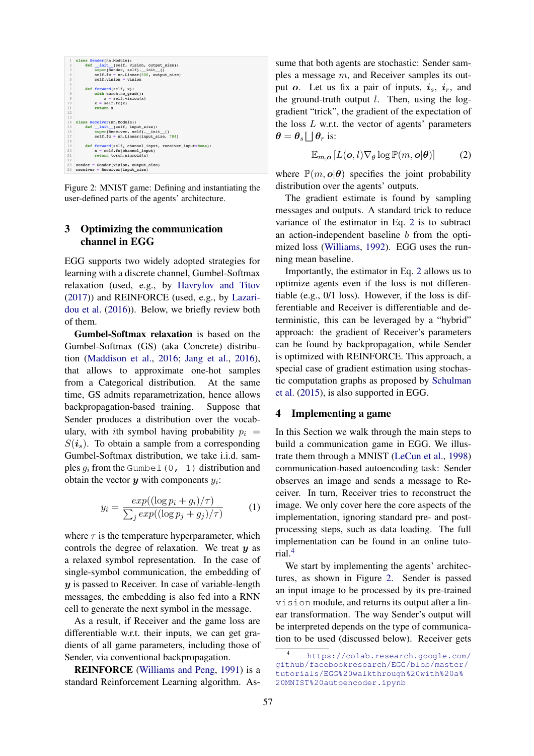```python
class Sender(nn.Module):
    def __init__(self, vision, output_size):
        super(Sender, self).__init__()
        self.fc = nn.Linear(500, output_size)
        self.vision = vision

    def forward(self, x):
        with torch.no_grad():
            x = self.vision(x)
        x = self.fc(x)
        return x


class Receiver(nn.Module):
    def __init__(self, input_size):
        super(Receiver, self).__init__()
        self.fc = nn.Linear(input_size, 784)

    def forward(self, channel_input, receiver_input=None):
        x = self.fc(channel_input)
        return torch.sigmoid(x)

sender = Sender(vision, output_size)
receiver = Receiver(input_size)
```

Figure 2: MNIST game: Defining and instantiating the user-defined parts of the agents' architecture.

## 3 Optimizing the communication channel in EGG

EGG supports two widely adopted strategies for learning with a discrete channel, Gumbel-Softmax relaxation (used, e.g., by Havrylov and Titov (2017)) and REINFORCE (used, e.g., by Lazaridou et al. (2016)). Below, we briefly review both of them.

**Gumbel-Softmax relaxation** is based on the Gumbel-Softmax (GS) (aka Concrete) distribution (Maddison et al., 2016; Jang et al., 2016), that allows to approximate one-hot samples from a Categorical distribution. At the same time, GS admits reparametrization, hence allows backpropagation-based training. Suppose that Sender produces a distribution over the vocabulary, with $i$th symbol having probability $p_i = S(\boldsymbol{i}_s)$. To obtain a sample from a corresponding Gumbel-Softmax distribution, we take i.i.d. samples $g_i$ from the `Gumbel(0, 1)` distribution and obtain the vector $\boldsymbol{y}$ with components $y_i$:

$$y_i = \frac{exp((\log p_i + g_i)/\tau)}{\sum_j exp((\log p_j + g_j)/\tau)} \tag{1}$$

where $\tau$ is the temperature hyperparameter, which controls the degree of relaxation. We treat $\boldsymbol{y}$ as a relaxed symbol representation. In the case of single-symbol communication, the embedding of $\boldsymbol{y}$ is passed to Receiver. In case of variable-length messages, the embedding is also fed into a RNN cell to generate the next symbol in the message.

As a result, if Receiver and the game loss are differentiable w.r.t. their inputs, we can get gradients of all game parameters, including those of Sender, via conventional backpropagation.

**REINFORCE** (Williams and Peng, 1991) is a standard Reinforcement Learning algorithm. Assume that both agents are stochastic: Sender samples a message $m$, and Receiver samples its output $\boldsymbol{o}$. Let us fix a pair of inputs, $\boldsymbol{i}_s$, $\boldsymbol{i}_r$, and the ground-truth output $l$. Then, using the log-gradient "trick", the gradient of the expectation of the loss $L$ w.r.t. the vector of agents' parameters $\boldsymbol{\theta} = \boldsymbol{\theta}_s \bigsqcup \boldsymbol{\theta}_r$ is:

$$\mathbb{E}_{m,\boldsymbol{o}} \left[ L(\boldsymbol{o}, l) \nabla_\theta \log \mathbb{P}(m, \boldsymbol{o}|\boldsymbol{\theta}) \right] \tag{2}$$

where $\mathbb{P}(m, \boldsymbol{o}|\boldsymbol{\theta})$ specifies the joint probability distribution over the agents' outputs.

The gradient estimate is found by sampling messages and outputs. A standard trick to reduce variance of the estimator in Eq. 2 is to subtract an action-independent baseline $b$ from the optimized loss (Williams, 1992). EGG uses the running mean baseline.

Importantly, the estimator in Eq. 2 allows us to optimize agents even if the loss is not differentiable (e.g., 0/1 loss). However, if the loss is differentiable and Receiver is differentiable and deterministic, this can be leveraged by a "hybrid" approach: the gradient of Receiver's parameters can be found by backpropagation, while Sender is optimized with REINFORCE. This approach, a special case of gradient estimation using stochastic computation graphs as proposed by Schulman et al. (2015), is also supported in EGG.

## 4 Implementing a game

In this Section we walk through the main steps to build a communication game in EGG. We illustrate them through a MNIST (LeCun et al., 1998) communication-based autoencoding task: Sender observes an image and sends a message to Receiver. In turn, Receiver tries to reconstruct the image. We only cover here the core aspects of the implementation, ignoring standard pre- and post-processing steps, such as data loading. The full implementation can be found in an online tutorial.[4]

We start by implementing the agents' architectures, as shown in Figure 2. Sender is passed an input image to be processed by its pre-trained `vision` module, and returns its output after a linear transformation. The way Sender's output will be interpreted depends on the type of communication to be used (discussed below). Receiver gets

[4] https://colab.research.google.com/github/facebookresearch/EGG/blob/master/tutorials/EGG%20walkthrough%20with%20a%20MNIST%20autoencoder.ipynb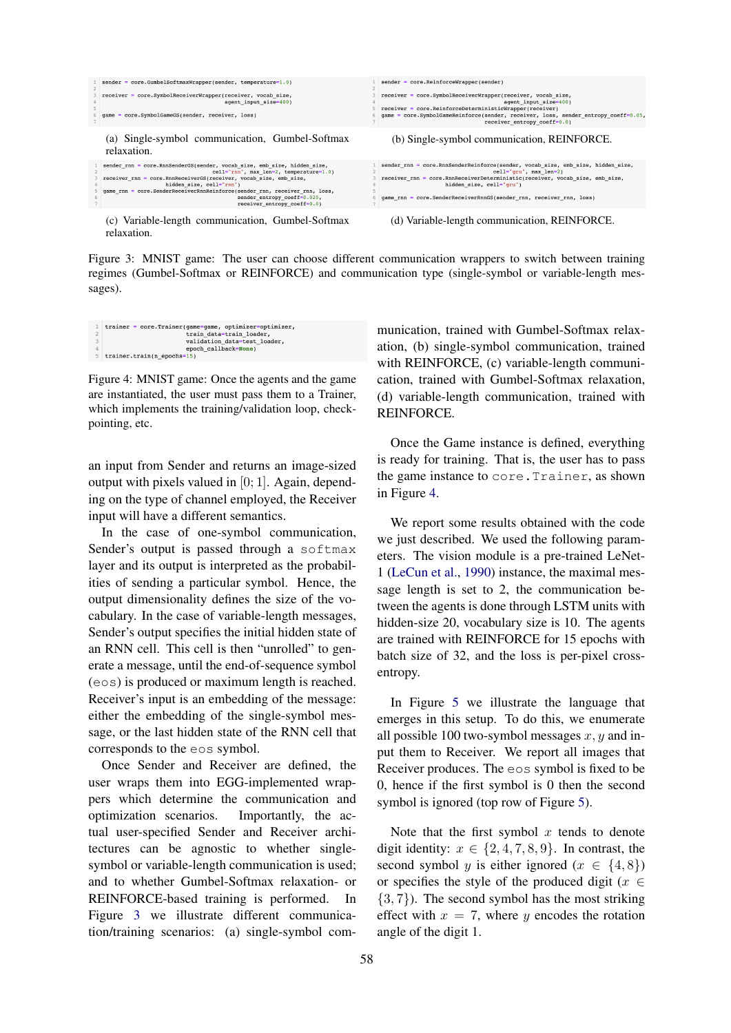```
sender = core.GumbelSoftmaxWrapper(sender, temperature=1.0)

receiver = core.SymbolReceiverWrapper(receiver, vocab_size,
                                      agent_input_size=400)

game = core.SymbolGameGS(sender, receiver, loss)
```

(a) Single-symbol communication, Gumbel-Softmax relaxation.

```
sender = core.ReinforceWrapper(sender)

receiver = core.SymbolReceiverWrapper(receiver, vocab_size,
                                      agent_input_size=400)
receiver = core.ReinforceDeterministicWrapper(receiver)
game = core.SymbolGameReinforce(sender, receiver, loss, sender_entropy_coeff=0.05,
                                receiver_entropy_coeff=0.0)
```

(b) Single-symbol communication, REINFORCE.

```
sender_rnn = core.RnnSenderGS(sender, vocab_size, emb_size, hidden_size,
                              cell="rnn", max_len=2, temperature=1.0)
receiver_rnn = core.RnnReceiverGS(receiver, vocab_size, emb_size,
                                  hidden_size, cell="rnn")
game_rnn = core.SenderReceiverRnnReinforce(sender_rnn, receiver_rnn, loss,
                                           sender_entropy_coeff=0.025,
                                           receiver_entropy_coeff=0.0)
```

(c) Variable-length communication, Gumbel-Softmax relaxation.

```
sender_rnn = core.RnnSenderReinforce(sender, vocab_size, emb_size, hidden_size,
                                     cell="gru", max_len=2)
receiver_rnn = core.RnnReceiverDeterministic(receiver, vocab_size, emb_size,
                                             hidden_size, cell="gru")

game_rnn = core.SenderReceiverRnnGS(sender_rnn, receiver_rnn, loss)
```

(d) Variable-length communication, REINFORCE.

Figure 3: MNIST game: The user can choose different communication wrappers to switch between training regimes (Gumbel-Softmax or REINFORCE) and communication type (single-symbol or variable-length messages).

```
trainer = core.Trainer(game=game, optimizer=optimizer,
                       train_data=train_loader,
                       validation_data=test_loader,
                       epoch_callback=None)
trainer.train(n_epochs=15)
```

Figure 4: MNIST game: Once the agents and the game are instantiated, the user must pass them to a Trainer, which implements the training/validation loop, check-pointing, etc.

an input from Sender and returns an image-sized output with pixels valued in $[0;1]$. Again, depending on the type of channel employed, the Receiver input will have a different semantics.

In the case of one-symbol communication, Sender's output is passed through a `softmax` layer and its output is interpreted as the probabilities of sending a particular symbol. Hence, the output dimensionality defines the size of the vocabulary. In the case of variable-length messages, Sender's output specifies the initial hidden state of an RNN cell. This cell is then "unrolled" to generate a message, until the end-of-sequence symbol (`eos`) is produced or maximum length is reached. Receiver's input is an embedding of the message: either the embedding of the single-symbol message, or the last hidden state of the RNN cell that corresponds to the `eos` symbol.

Once Sender and Receiver are defined, the user wraps them into EGG-implemented wrappers which determine the communication and optimization scenarios. Importantly, the actual user-specified Sender and Receiver architectures can be agnostic to whether single-symbol or variable-length communication is used; and to whether Gumbel-Softmax relaxation- or REINFORCE-based training is performed. In Figure 3 we illustrate different communication/training scenarios: (a) single-symbol communication, trained with Gumbel-Softmax relaxation, (b) single-symbol communication, trained with REINFORCE, (c) variable-length communication, trained with Gumbel-Softmax relaxation, (d) variable-length communication, trained with REINFORCE.

Once the Game instance is defined, everything is ready for training. That is, the user has to pass the game instance to `core.Trainer`, as shown in Figure 4.

We report some results obtained with the code we just described. We used the following parameters. The vision module is a pre-trained LeNet-1 (LeCun et al., 1990) instance, the maximal message length is set to 2, the communication between the agents is done through LSTM units with hidden-size 20, vocabulary size is 10. The agents are trained with REINFORCE for 15 epochs with batch size of 32, and the loss is per-pixel cross-entropy.

In Figure 5 we illustrate the language that emerges in this setup. To do this, we enumerate all possible 100 two-symbol messages $x, y$ and input them to Receiver. We report all images that Receiver produces. The `eos` symbol is fixed to be 0, hence if the first symbol is 0 then the second symbol is ignored (top row of Figure 5).

Note that the first symbol $x$ tends to denote digit identity: $x \in \{2, 4, 7, 8, 9\}$. In contrast, the second symbol $y$ is either ignored ($x \in \{4, 8\}$) or specifies the style of the produced digit ($x \in \{3, 7\}$). The second symbol has the most striking effect with $x = 7$, where $y$ encodes the rotation angle of the digit 1.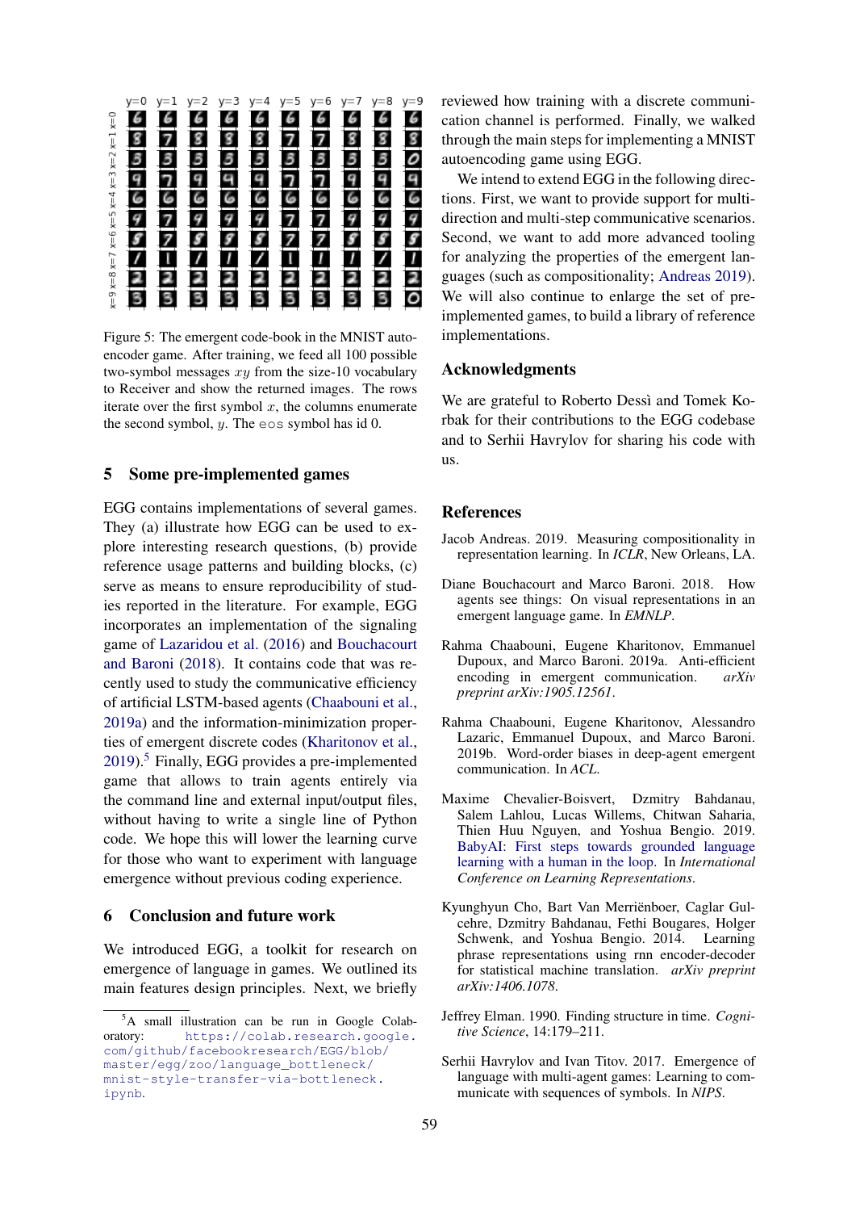Figure 5: The emergent code-book in the MNIST autoencoder game. After training, we feed all 100 possible two-symbol messages $xy$ from the size-10 vocabulary to Receiver and show the returned images. The rows iterate over the first symbol $x$, the columns enumerate the second symbol, $y$. The `eos` symbol has id 0.

## 5 Some pre-implemented games

EGG contains implementations of several games. They (a) illustrate how EGG can be used to explore interesting research questions, (b) provide reference usage patterns and building blocks, (c) serve as means to ensure reproducibility of studies reported in the literature. For example, EGG incorporates an implementation of the signaling game of Lazaridou et al. (2016) and Bouchacourt and Baroni (2018). It contains code that was recently used to study the communicative efficiency of artificial LSTM-based agents (Chaabouni et al., 2019a) and the information-minimization properties of emergent discrete codes (Kharitonov et al., 2019).[5] Finally, EGG provides a pre-implemented game that allows to train agents entirely via the command line and external input/output files, without having to write a single line of Python code. We hope this will lower the learning curve for those who want to experiment with language emergence without previous coding experience.

## 6 Conclusion and future work

We introduced EGG, a toolkit for research on emergence of language in games. We outlined its main features design principles. Next, we briefly reviewed how training with a discrete communication channel is performed. Finally, we walked through the main steps for implementing a MNIST autoencoding game using EGG.

We intend to extend EGG in the following directions. First, we want to provide support for multi-direction and multi-step communicative scenarios. Second, we want to add more advanced tooling for analyzing the properties of the emergent languages (such as compositionality; Andreas 2019). We will also continue to enlarge the set of pre-implemented games, to build a library of reference implementations.

[5] A small illustration can be run in Google Colaboratory: https://colab.research.google.com/github/facebookresearch/EGG/blob/master/egg/zoo/language_bottleneck/mnist-style-transfer-via-bottleneck.ipynb.

## Acknowledgments

We are grateful to Roberto Dessì and Tomek Korbak for their contributions to the EGG codebase and to Serhii Havrylov for sharing his code with us.

## References

Jacob Andreas. 2019. Measuring compositionality in representation learning. In *ICLR*, New Orleans, LA.

Diane Bouchacourt and Marco Baroni. 2018. How agents see things: On visual representations in an emergent language game. In *EMNLP*.

Rahma Chaabouni, Eugene Kharitonov, Emmanuel Dupoux, and Marco Baroni. 2019a. Anti-efficient encoding in emergent communication. *arXiv preprint arXiv:1905.12561*.

Rahma Chaabouni, Eugene Kharitonov, Alessandro Lazaric, Emmanuel Dupoux, and Marco Baroni. 2019b. Word-order biases in deep-agent emergent communication. In *ACL*.

Maxime Chevalier-Boisvert, Dzmitry Bahdanau, Salem Lahlou, Lucas Willems, Chitwan Saharia, Thien Huu Nguyen, and Yoshua Bengio. 2019. BabyAI: First steps towards grounded language learning with a human in the loop. In *International Conference on Learning Representations*.

Kyunghyun Cho, Bart Van Merriënboer, Caglar Gulcehre, Dzmitry Bahdanau, Fethi Bougares, Holger Schwenk, and Yoshua Bengio. 2014. Learning phrase representations using rnn encoder-decoder for statistical machine translation. *arXiv preprint arXiv:1406.1078*.

Jeffrey Elman. 1990. Finding structure in time. *Cognitive Science*, 14:179–211.

Serhii Havrylov and Ivan Titov. 2017. Emergence of language with multi-agent games: Learning to communicate with sequences of symbols. In *NIPS*.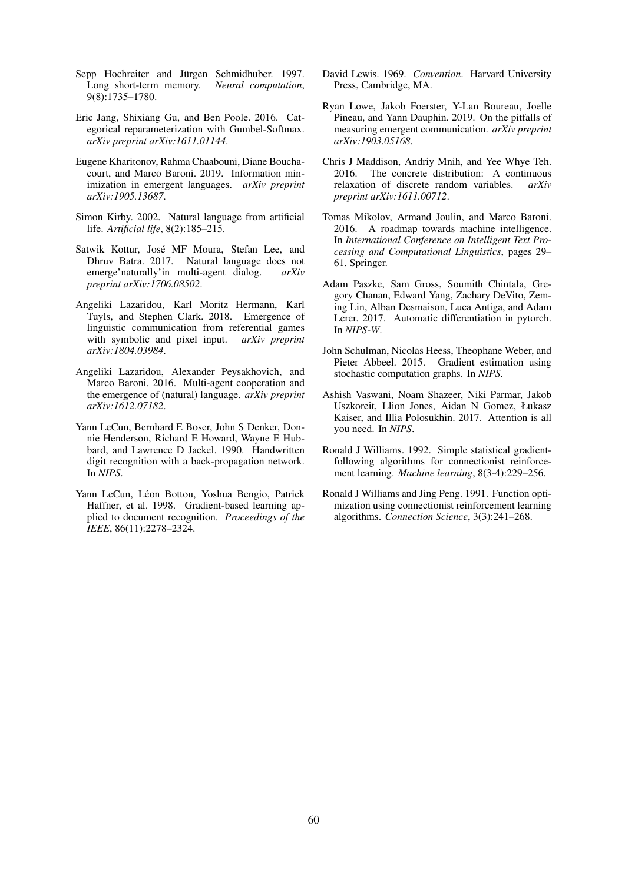Sepp Hochreiter and Jürgen Schmidhuber. 1997. Long short-term memory. *Neural computation*, 9(8):1735–1780.

Eric Jang, Shixiang Gu, and Ben Poole. 2016. Categorical reparameterization with Gumbel-Softmax. *arXiv preprint arXiv:1611.01144*.

Eugene Kharitonov, Rahma Chaabouni, Diane Bouchacourt, and Marco Baroni. 2019. Information minimization in emergent languages. *arXiv preprint arXiv:1905.13687*.

Simon Kirby. 2002. Natural language from artificial life. *Artificial life*, 8(2):185–215.

Satwik Kottur, José MF Moura, Stefan Lee, and Dhruv Batra. 2017. Natural language does not emerge'naturally'in multi-agent dialog. *arXiv preprint arXiv:1706.08502*.

Angeliki Lazaridou, Karl Moritz Hermann, Karl Tuyls, and Stephen Clark. 2018. Emergence of linguistic communication from referential games with symbolic and pixel input. *arXiv preprint arXiv:1804.03984*.

Angeliki Lazaridou, Alexander Peysakhovich, and Marco Baroni. 2016. Multi-agent cooperation and the emergence of (natural) language. *arXiv preprint arXiv:1612.07182*.

Yann LeCun, Bernhard E Boser, John S Denker, Donnie Henderson, Richard E Howard, Wayne E Hubbard, and Lawrence D Jackel. 1990. Handwritten digit recognition with a back-propagation network. In *NIPS*.

Yann LeCun, Léon Bottou, Yoshua Bengio, Patrick Haffner, et al. 1998. Gradient-based learning applied to document recognition. *Proceedings of the IEEE*, 86(11):2278–2324.

David Lewis. 1969. *Convention*. Harvard University Press, Cambridge, MA.

Ryan Lowe, Jakob Foerster, Y-Lan Boureau, Joelle Pineau, and Yann Dauphin. 2019. On the pitfalls of measuring emergent communication. *arXiv preprint arXiv:1903.05168*.

Chris J Maddison, Andriy Mnih, and Yee Whye Teh. 2016. The concrete distribution: A continuous relaxation of discrete random variables. *arXiv preprint arXiv:1611.00712*.

Tomas Mikolov, Armand Joulin, and Marco Baroni. 2016. A roadmap towards machine intelligence. In *International Conference on Intelligent Text Processing and Computational Linguistics*, pages 29–61. Springer.

Adam Paszke, Sam Gross, Soumith Chintala, Gregory Chanan, Edward Yang, Zachary DeVito, Zeming Lin, Alban Desmaison, Luca Antiga, and Adam Lerer. 2017. Automatic differentiation in pytorch. In *NIPS-W*.

John Schulman, Nicolas Heess, Theophane Weber, and Pieter Abbeel. 2015. Gradient estimation using stochastic computation graphs. In *NIPS*.

Ashish Vaswani, Noam Shazeer, Niki Parmar, Jakob Uszkoreit, Llion Jones, Aidan N Gomez, Łukasz Kaiser, and Illia Polosukhin. 2017. Attention is all you need. In *NIPS*.

Ronald J Williams. 1992. Simple statistical gradient-following algorithms for connectionist reinforcement learning. *Machine learning*, 8(3-4):229–256.

Ronald J Williams and Jing Peng. 1991. Function optimization using connectionist reinforcement learning algorithms. *Connection Science*, 3(3):241–268.